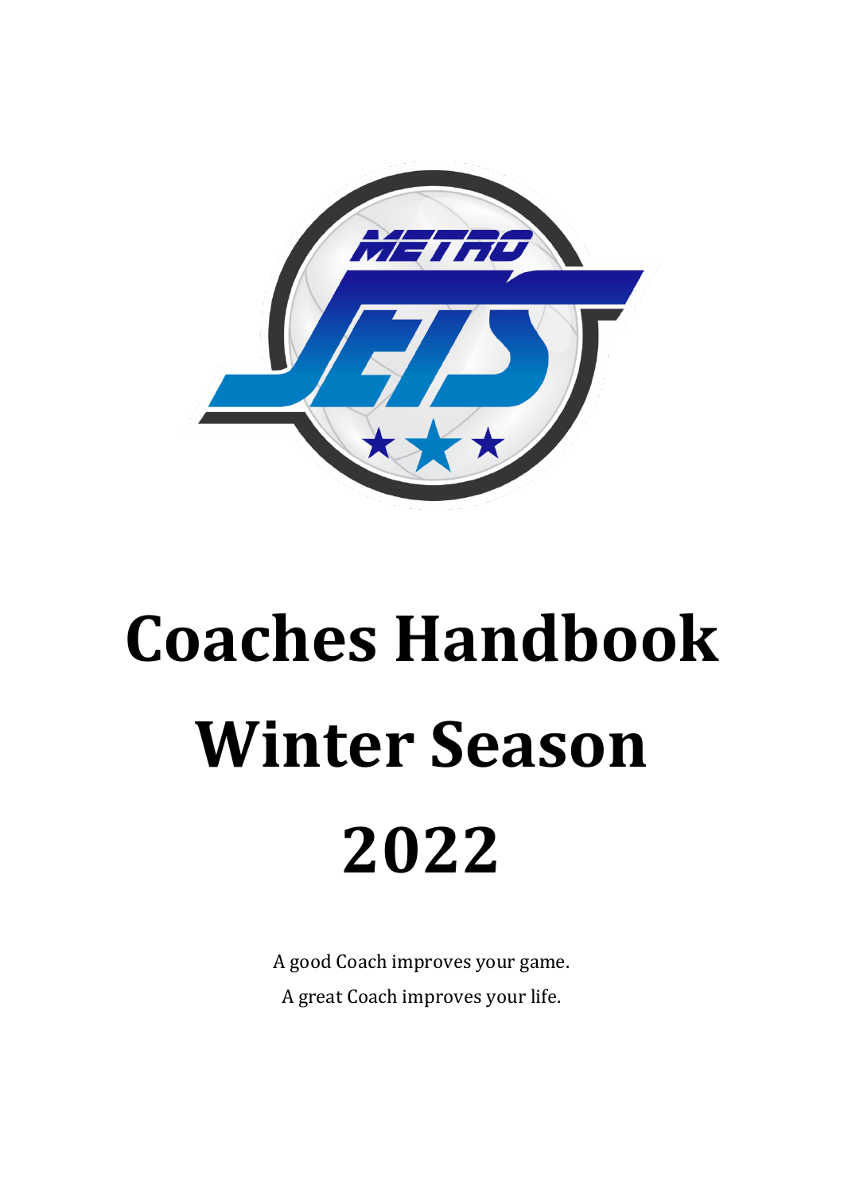# Coaches Handbook Winter Season 2022

A good Coach improves your game.

A great Coach improves your life.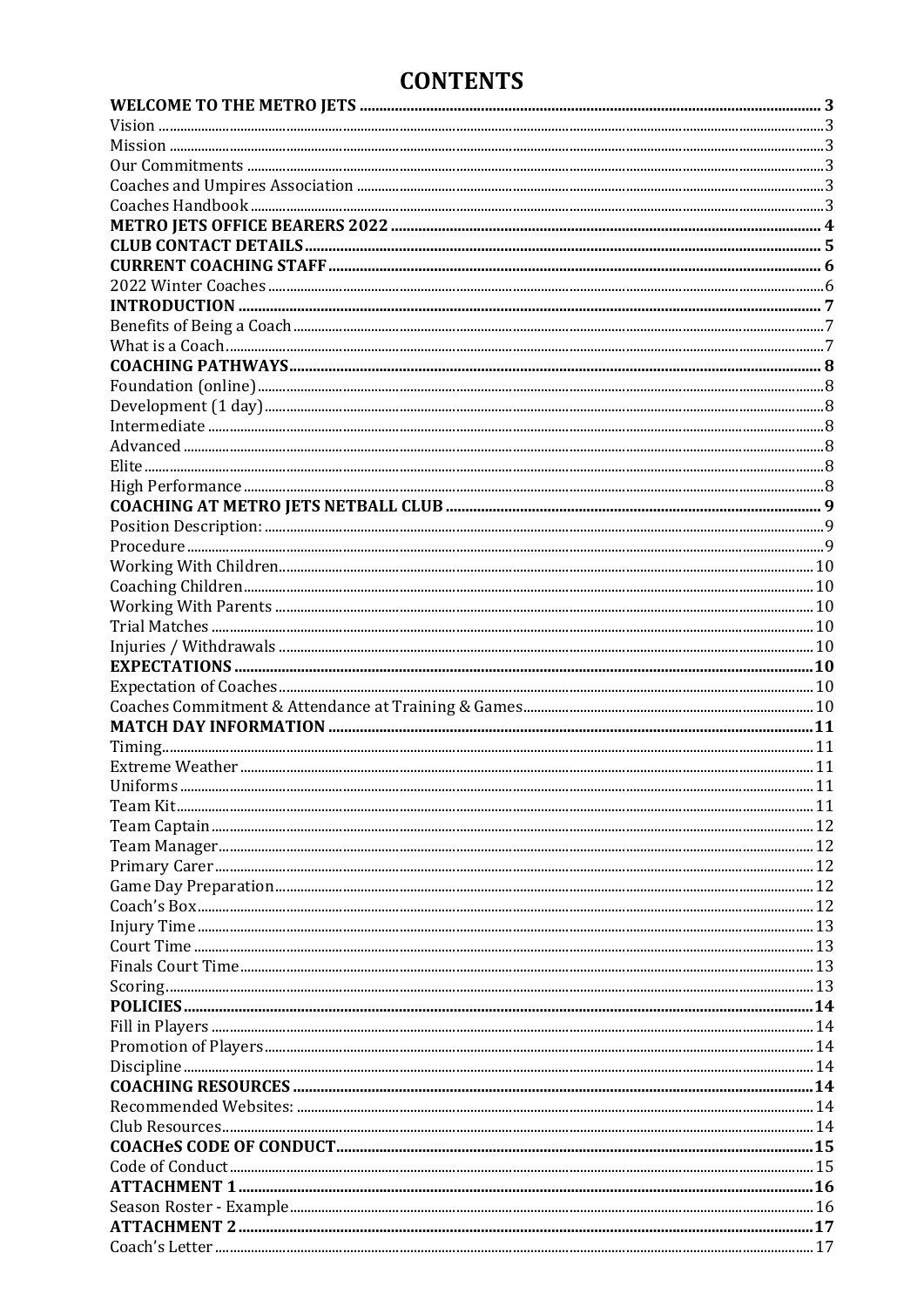# CONTENTS

| | |
|---|---|
| **WELCOME TO THE METRO JETS** | **3** |
| Vision | 3 |
| Mission | 3 |
| Our Commitments | 3 |
| Coaches and Umpires Association | 3 |
| Coaches Handbook | 3 |
| **METRO JETS OFFICE BEARERS 2022** | **4** |
| **CLUB CONTACT DETAILS** | **5** |
| **CURRENT COACHING STAFF** | **6** |
| 2022 Winter Coaches | 6 |
| **INTRODUCTION** | **7** |
| Benefits of Being a Coach | 7 |
| What is a Coach | 7 |
| **COACHING PATHWAYS** | **8** |
| Foundation (online) | 8 |
| Development (1 day) | 8 |
| Intermediate | 8 |
| Advanced | 8 |
| Elite | 8 |
| High Performance | 8 |
| **COACHING AT METRO JETS NETBALL CLUB** | **9** |
| Position Description: | 9 |
| Procedure | 9 |
| Working With Children | 10 |
| Coaching Children | 10 |
| Working With Parents | 10 |
| Trial Matches | 10 |
| Injuries / Withdrawals | 10 |
| **EXPECTATIONS** | **10** |
| Expectation of Coaches | 10 |
| Coaches Commitment & Attendance at Training & Games | 10 |
| **MATCH DAY INFORMATION** | **11** |
| Timing | 11 |
| Extreme Weather | 11 |
| Uniforms | 11 |
| Team Kit | 11 |
| Team Captain | 12 |
| Team Manager | 12 |
| Primary Carer | 12 |
| Game Day Preparation | 12 |
| Coach's Box | 12 |
| Injury Time | 13 |
| Court Time | 13 |
| Finals Court Time | 13 |
| Scoring | 13 |
| **POLICIES** | **14** |
| Fill in Players | 14 |
| Promotion of Players | 14 |
| Discipline | 14 |
| **COACHING RESOURCES** | **14** |
| Recommended Websites: | 14 |
| Club Resources | 14 |
| **COACHeS CODE OF CONDUCT** | **15** |
| Code of Conduct | 15 |
| **ATTACHMENT 1** | **16** |
| Season Roster - Example | 16 |
| **ATTACHMENT 2** | **17** |
| Coach's Letter | 17 |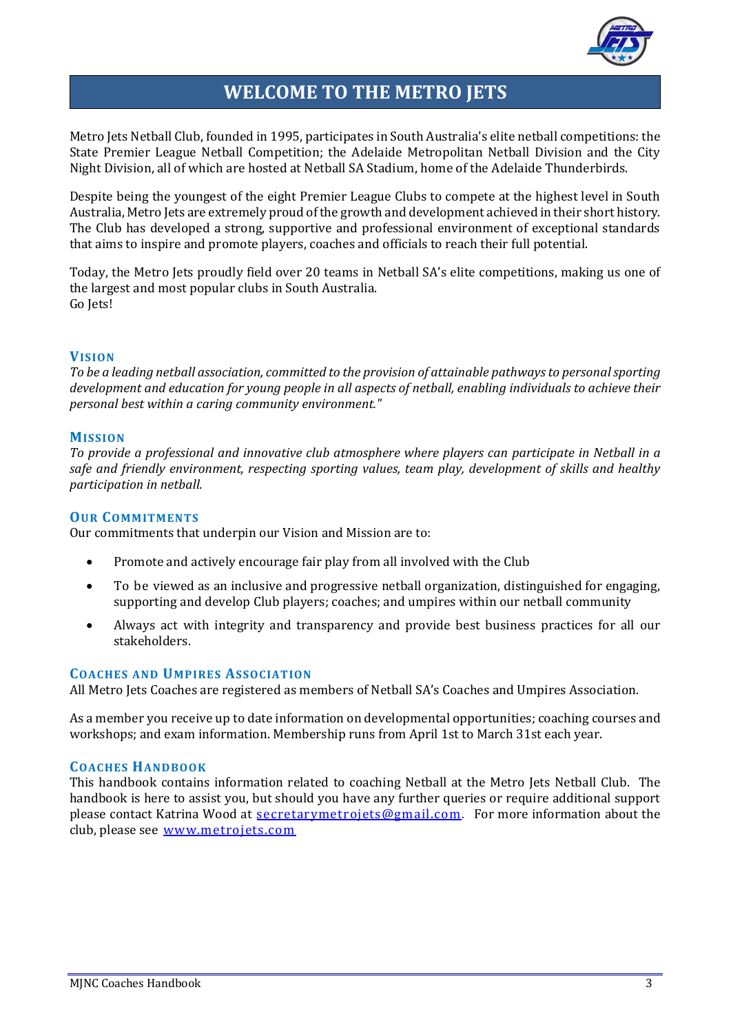# WELCOME TO THE METRO JETS

Metro Jets Netball Club, founded in 1995, participates in South Australia's elite netball competitions: the State Premier League Netball Competition; the Adelaide Metropolitan Netball Division and the City Night Division, all of which are hosted at Netball SA Stadium, home of the Adelaide Thunderbirds.

Despite being the youngest of the eight Premier League Clubs to compete at the highest level in South Australia, Metro Jets are extremely proud of the growth and development achieved in their short history. The Club has developed a strong, supportive and professional environment of exceptional standards that aims to inspire and promote players, coaches and officials to reach their full potential.

Today, the Metro Jets proudly field over 20 teams in Netball SA's elite competitions, making us one of the largest and most popular clubs in South Australia.
Go Jets!

## VISION

*To be a leading netball association, committed to the provision of attainable pathways to personal sporting development and education for young people in all aspects of netball, enabling individuals to achieve their personal best within a caring community environment."*

## MISSION

*To provide a professional and innovative club atmosphere where players can participate in Netball in a safe and friendly environment, respecting sporting values, team play, development of skills and healthy participation in netball.*

## OUR COMMITMENTS

Our commitments that underpin our Vision and Mission are to:

- Promote and actively encourage fair play from all involved with the Club
- To be viewed as an inclusive and progressive netball organization, distinguished for engaging, supporting and develop Club players; coaches; and umpires within our netball community
- Always act with integrity and transparency and provide best business practices for all our stakeholders.

## COACHES AND UMPIRES ASSOCIATION

All Metro Jets Coaches are registered as members of Netball SA's Coaches and Umpires Association.

As a member you receive up to date information on developmental opportunities; coaching courses and workshops; and exam information. Membership runs from April 1st to March 31st each year.

## COACHES HANDBOOK

This handbook contains information related to coaching Netball at the Metro Jets Netball Club. The handbook is here to assist you, but should you have any further queries or require additional support please contact Katrina Wood at secretarymetrojets@gmail.com. For more information about the club, please see www.metrojets.com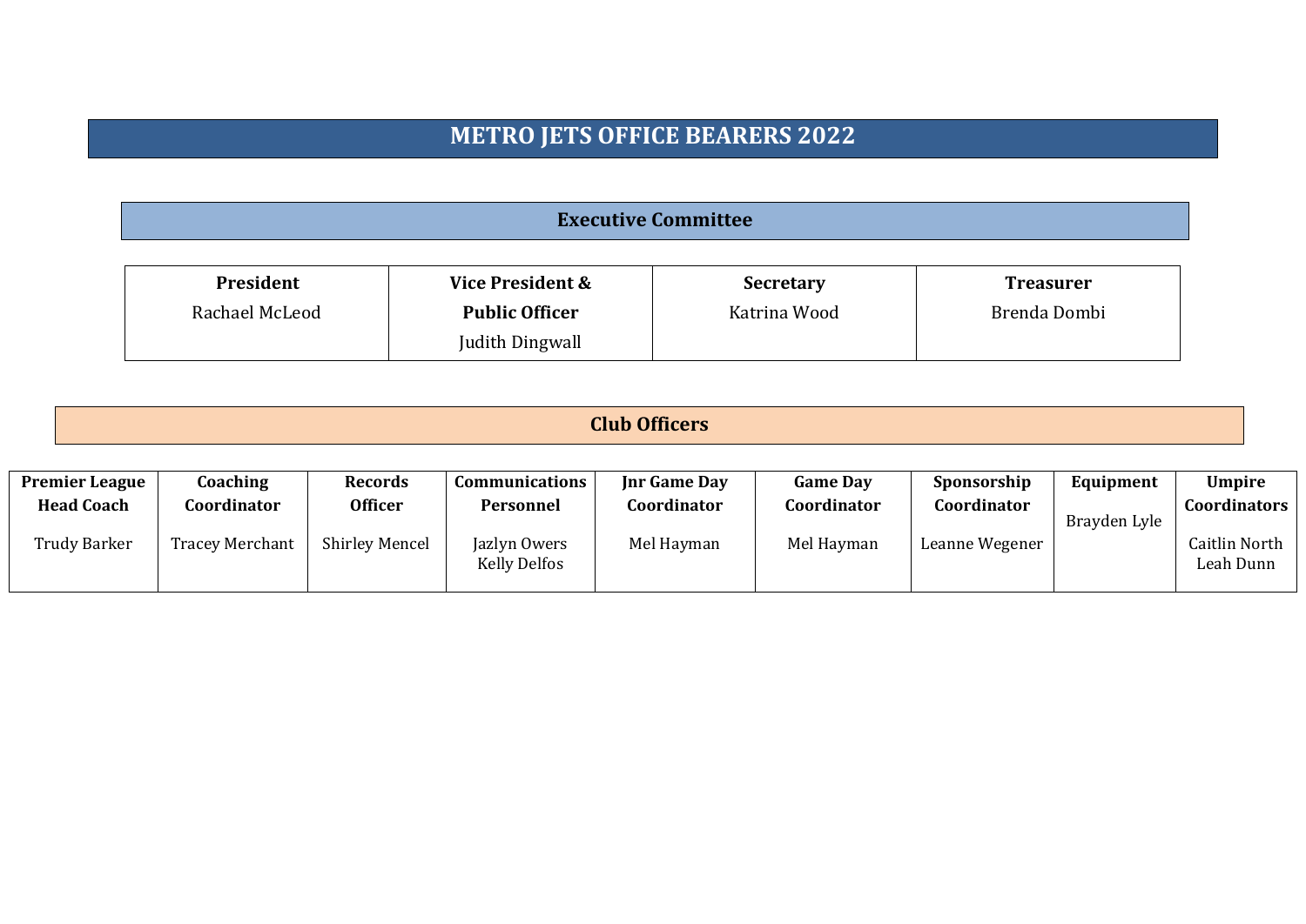# METRO JETS OFFICE BEARERS 2022

## Executive Committee

| President | Vice President & Public Officer | Secretary | Treasurer |
|---|---|---|---|
| Rachael McLeod | Judith Dingwall | Katrina Wood | Brenda Dombi |

## Club Officers

| Premier League Head Coach | Coaching Coordinator | Records Officer | Communications Personnel | Jnr Game Day Coordinator | Game Day Coordinator | Sponsorship Coordinator | Equipment | Umpire Coordinators |
|---|---|---|---|---|---|---|---|---|
| Trudy Barker | Tracey Merchant | Shirley Mencel | Jazlyn Owers<br>Kelly Delfos | Mel Hayman | Mel Hayman | Leanne Wegener | Brayden Lyle | Caitlin North<br>Leah Dunn |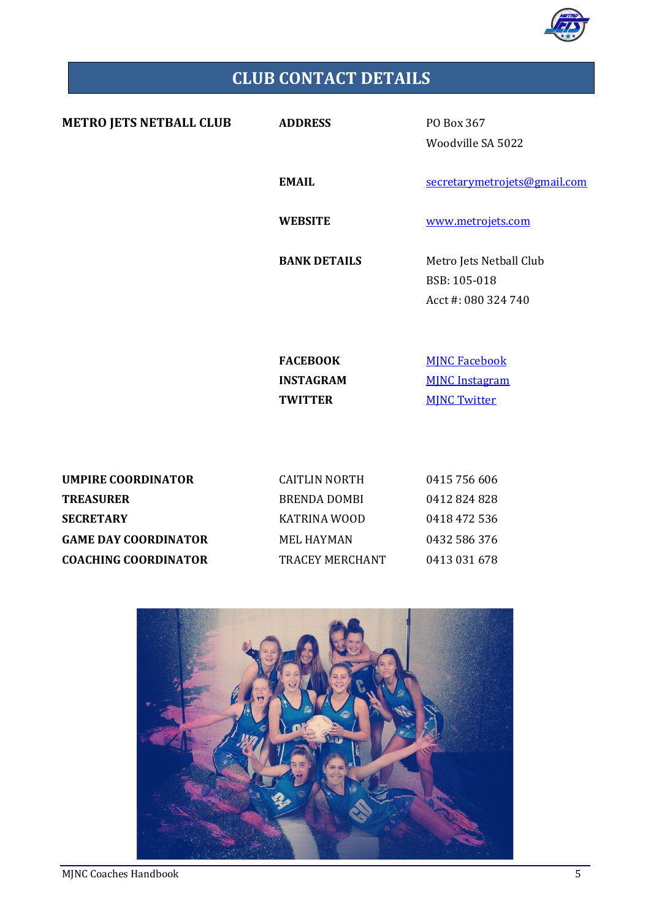# CLUB CONTACT DETAILS

| **METRO JETS NETBALL CLUB** | **ADDRESS** | PO Box 367<br>Woodville SA 5022 |
|---|---|---|
| | **EMAIL** | secretarymetrojets@gmail.com |
| | **WEBSITE** | www.metrojets.com |
| | **BANK DETAILS** | Metro Jets Netball Club<br>BSB: 105-018<br>Acct #: 080 324 740 |
| | **FACEBOOK** | MJNC Facebook |
| | **INSTAGRAM** | MJNC Instagram |
| | **TWITTER** | MJNC Twitter |

| | | |
|---|---|---|
| **UMPIRE COORDINATOR** | CAITLIN NORTH | 0415 756 606 |
| **TREASURER** | BRENDA DOMBI | 0412 824 828 |
| **SECRETARY** | KATRINA WOOD | 0418 472 536 |
| **GAME DAY COORDINATOR** | MEL HAYMAN | 0432 586 376 |
| **COACHING COORDINATOR** | TRACEY MERCHANT | 0413 031 678 |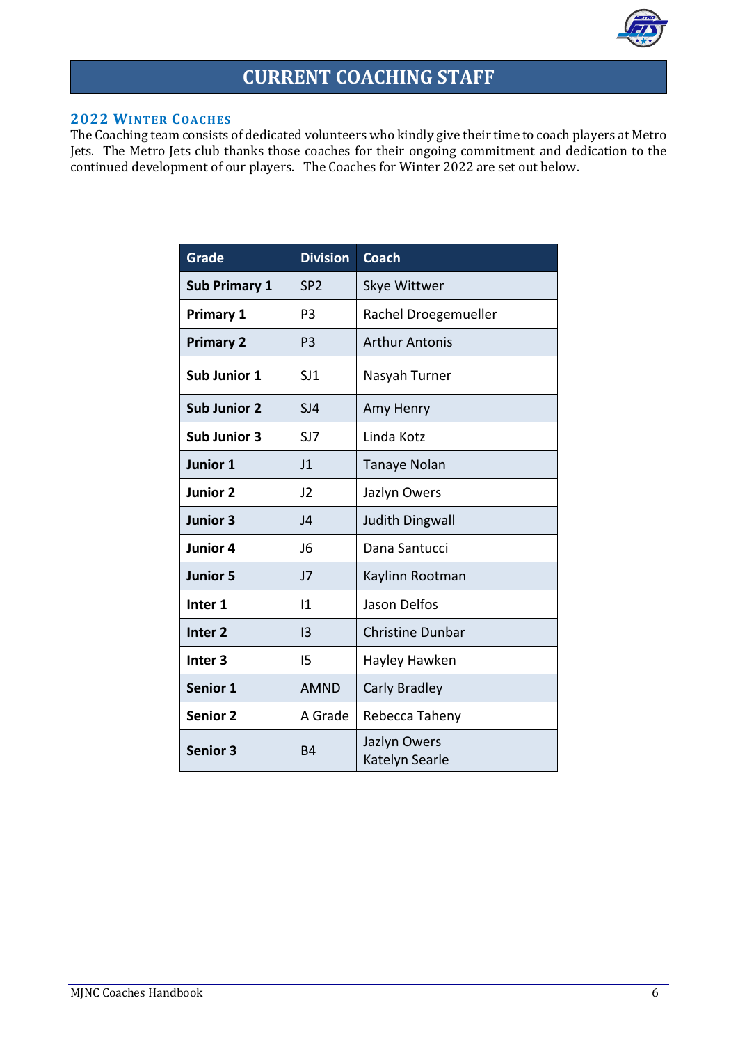# CURRENT COACHING STAFF

## 2022 Winter Coaches

The Coaching team consists of dedicated volunteers who kindly give their time to coach players at Metro Jets. The Metro Jets club thanks those coaches for their ongoing commitment and dedication to the continued development of our players. The Coaches for Winter 2022 are set out below.

| Grade | Division | Coach |
|---|---|---|
| **Sub Primary 1** | SP2 | Skye Wittwer |
| **Primary 1** | P3 | Rachel Droegemueller |
| **Primary 2** | P3 | Arthur Antonis |
| **Sub Junior 1** | SJ1 | Nasyah Turner |
| **Sub Junior 2** | SJ4 | Amy Henry |
| **Sub Junior 3** | SJ7 | Linda Kotz |
| **Junior 1** | J1 | Tanaye Nolan |
| **Junior 2** | J2 | Jazlyn Owers |
| **Junior 3** | J4 | Judith Dingwall |
| **Junior 4** | J6 | Dana Santucci |
| **Junior 5** | J7 | Kaylinn Rootman |
| **Inter 1** | I1 | Jason Delfos |
| **Inter 2** | I3 | Christine Dunbar |
| **Inter 3** | I5 | Hayley Hawken |
| **Senior 1** | AMND | Carly Bradley |
| **Senior 2** | A Grade | Rebecca Taheny |
| **Senior 3** | B4 | Jazlyn Owers<br>Katelyn Searle |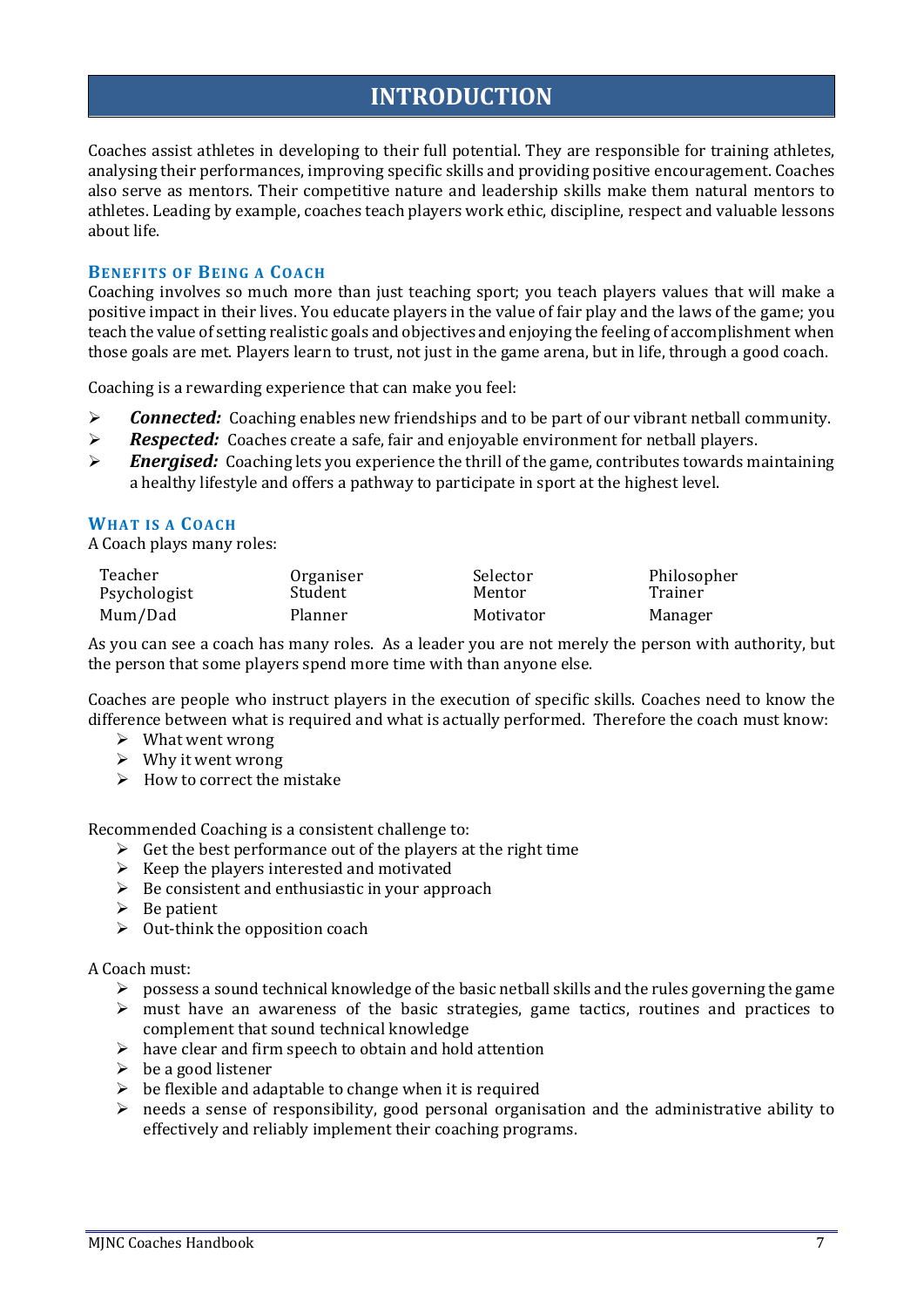# INTRODUCTION

Coaches assist athletes in developing to their full potential. They are responsible for training athletes, analysing their performances, improving specific skills and providing positive encouragement. Coaches also serve as mentors. Their competitive nature and leadership skills make them natural mentors to athletes. Leading by example, coaches teach players work ethic, discipline, respect and valuable lessons about life.

## Benefits of Being a Coach

Coaching involves so much more than just teaching sport; you teach players values that will make a positive impact in their lives. You educate players in the value of fair play and the laws of the game; you teach the value of setting realistic goals and objectives and enjoying the feeling of accomplishment when those goals are met. Players learn to trust, not just in the game arena, but in life, through a good coach.

Coaching is a rewarding experience that can make you feel:

- ***Connected:*** Coaching enables new friendships and to be part of our vibrant netball community.
- ***Respected:*** Coaches create a safe, fair and enjoyable environment for netball players.
- ***Energised:*** Coaching lets you experience the thrill of the game, contributes towards maintaining a healthy lifestyle and offers a pathway to participate in sport at the highest level.

## What is a Coach

A Coach plays many roles:

| | | | |
|---|---|---|---|
| Teacher | Organiser | Selector | Philosopher |
| Psychologist | Student | Mentor | Trainer |
| Mum/Dad | Planner | Motivator | Manager |

As you can see a coach has many roles. As a leader you are not merely the person with authority, but the person that some players spend more time with than anyone else.

Coaches are people who instruct players in the execution of specific skills. Coaches need to know the difference between what is required and what is actually performed. Therefore the coach must know:

- What went wrong
- Why it went wrong
- How to correct the mistake

Recommended Coaching is a consistent challenge to:

- Get the best performance out of the players at the right time
- Keep the players interested and motivated
- Be consistent and enthusiastic in your approach
- Be patient
- Out-think the opposition coach

A Coach must:

- possess a sound technical knowledge of the basic netball skills and the rules governing the game
- must have an awareness of the basic strategies, game tactics, routines and practices to complement that sound technical knowledge
- have clear and firm speech to obtain and hold attention
- be a good listener
- be flexible and adaptable to change when it is required
- needs a sense of responsibility, good personal organisation and the administrative ability to effectively and reliably implement their coaching programs.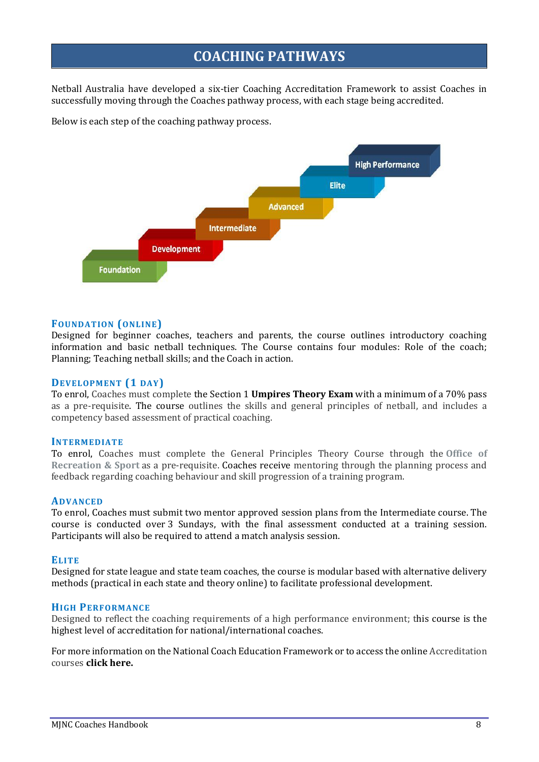# COACHING PATHWAYS

Netball Australia have developed a six-tier Coaching Accreditation Framework to assist Coaches in successfully moving through the Coaches pathway process, with each stage being accredited.

Below is each step of the coaching pathway process.

Foundation → Development → Intermediate → Advanced → Elite → High Performance

### FOUNDATION (ONLINE)

Designed for beginner coaches, teachers and parents, the course outlines introductory coaching information and basic netball techniques. The Course contains four modules: Role of the coach; Planning; Teaching netball skills; and the Coach in action.

### DEVELOPMENT (1 DAY)

To enrol, Coaches must complete the Section 1 **Umpires Theory Exam** with a minimum of a 70% pass as a pre-requisite. The course outlines the skills and general principles of netball, and includes a competency based assessment of practical coaching.

### INTERMEDIATE

To enrol, Coaches must complete the General Principles Theory Course through the **Office of Recreation & Sport** as a pre-requisite. Coaches receive mentoring through the planning process and feedback regarding coaching behaviour and skill progression of a training program.

### ADVANCED

To enrol, Coaches must submit two mentor approved session plans from the Intermediate course. The course is conducted over 3 Sundays, with the final assessment conducted at a training session. Participants will also be required to attend a match analysis session.

### ELITE

Designed for state league and state team coaches, the course is modular based with alternative delivery methods (practical in each state and theory online) to facilitate professional development.

### HIGH PERFORMANCE

Designed to reflect the coaching requirements of a high performance environment; this course is the highest level of accreditation for national/international coaches.

For more information on the National Coach Education Framework or to access the online Accreditation courses **click here.**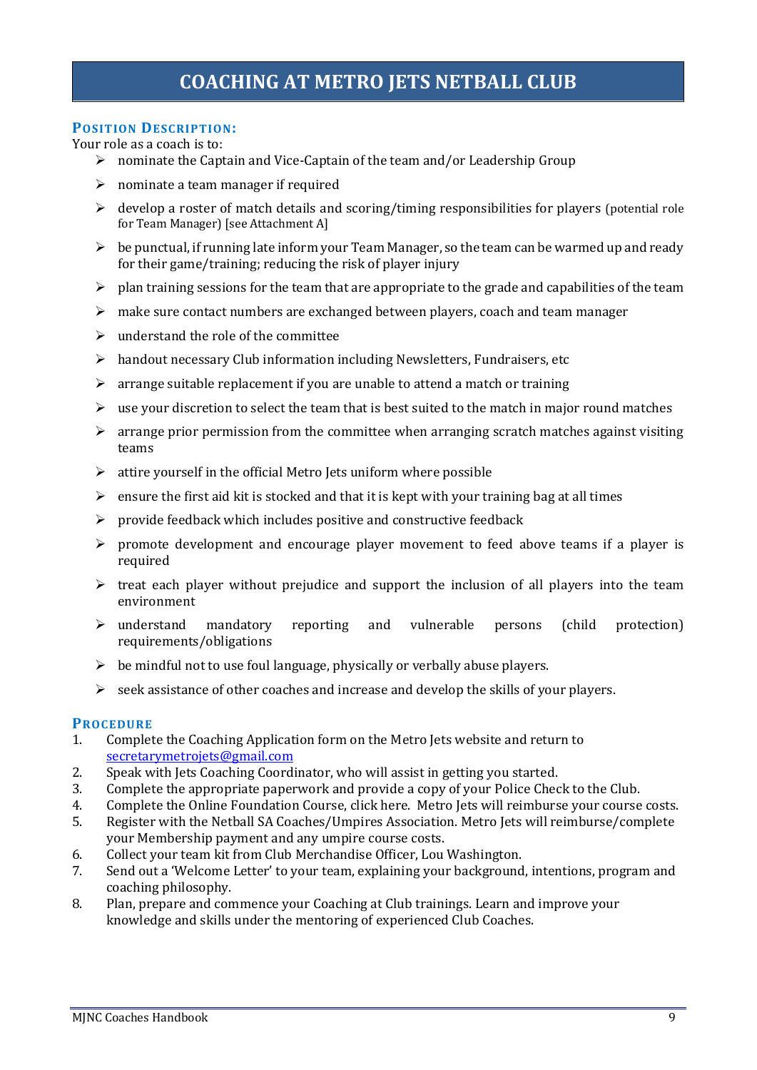# COACHING AT METRO JETS NETBALL CLUB

## POSITION DESCRIPTION:

Your role as a coach is to:

- nominate the Captain and Vice-Captain of the team and/or Leadership Group
- nominate a team manager if required
- develop a roster of match details and scoring/timing responsibilities for players (potential role for Team Manager) [see Attachment A]
- be punctual, if running late inform your Team Manager, so the team can be warmed up and ready for their game/training; reducing the risk of player injury
- plan training sessions for the team that are appropriate to the grade and capabilities of the team
- make sure contact numbers are exchanged between players, coach and team manager
- understand the role of the committee
- handout necessary Club information including Newsletters, Fundraisers, etc
- arrange suitable replacement if you are unable to attend a match or training
- use your discretion to select the team that is best suited to the match in major round matches
- arrange prior permission from the committee when arranging scratch matches against visiting teams
- attire yourself in the official Metro Jets uniform where possible
- ensure the first aid kit is stocked and that it is kept with your training bag at all times
- provide feedback which includes positive and constructive feedback
- promote development and encourage player movement to feed above teams if a player is required
- treat each player without prejudice and support the inclusion of all players into the team environment
- understand mandatory reporting and vulnerable persons (child protection) requirements/obligations
- be mindful not to use foul language, physically or verbally abuse players.
- seek assistance of other coaches and increase and develop the skills of your players.

## PROCEDURE

1. Complete the Coaching Application form on the Metro Jets website and return to secretarymetrojets@gmail.com
2. Speak with Jets Coaching Coordinator, who will assist in getting you started.
3. Complete the appropriate paperwork and provide a copy of your Police Check to the Club.
4. Complete the Online Foundation Course, click here. Metro Jets will reimburse your course costs.
5. Register with the Netball SA Coaches/Umpires Association. Metro Jets will reimburse/complete your Membership payment and any umpire course costs.
6. Collect your team kit from Club Merchandise Officer, Lou Washington.
7. Send out a 'Welcome Letter' to your team, explaining your background, intentions, program and coaching philosophy.
8. Plan, prepare and commence your Coaching at Club trainings. Learn and improve your knowledge and skills under the mentoring of experienced Club Coaches.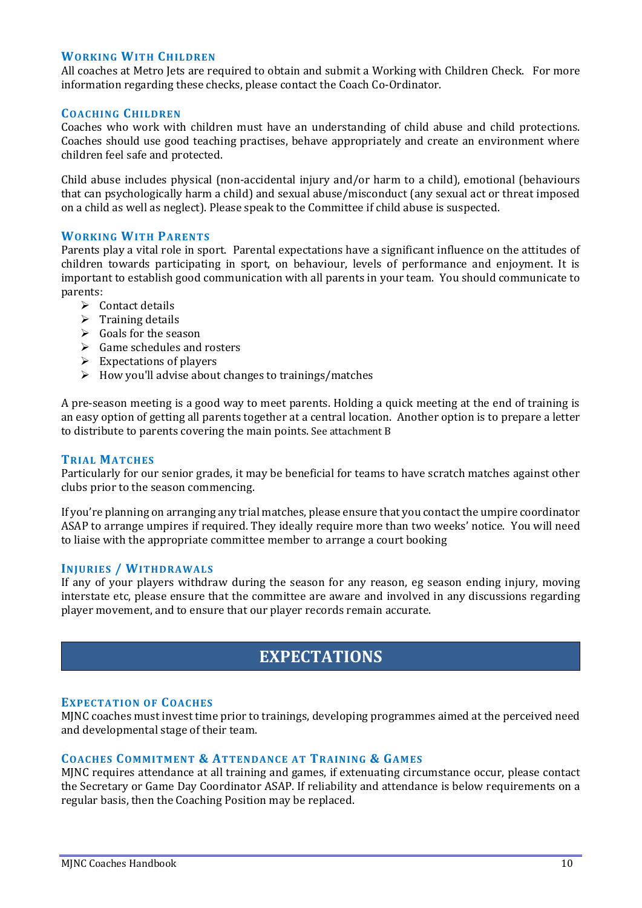### Working With Children

All coaches at Metro Jets are required to obtain and submit a Working with Children Check. For more information regarding these checks, please contact the Coach Co-Ordinator.

### Coaching Children

Coaches who work with children must have an understanding of child abuse and child protections. Coaches should use good teaching practises, behave appropriately and create an environment where children feel safe and protected.

Child abuse includes physical (non-accidental injury and/or harm to a child), emotional (behaviours that can psychologically harm a child) and sexual abuse/misconduct (any sexual act or threat imposed on a child as well as neglect). Please speak to the Committee if child abuse is suspected.

### Working With Parents

Parents play a vital role in sport. Parental expectations have a significant influence on the attitudes of children towards participating in sport, on behaviour, levels of performance and enjoyment. It is important to establish good communication with all parents in your team. You should communicate to parents:

- Contact details
- Training details
- Goals for the season
- Game schedules and rosters
- Expectations of players
- How you'll advise about changes to trainings/matches

A pre-season meeting is a good way to meet parents. Holding a quick meeting at the end of training is an easy option of getting all parents together at a central location. Another option is to prepare a letter to distribute to parents covering the main points. See attachment B

### Trial Matches

Particularly for our senior grades, it may be beneficial for teams to have scratch matches against other clubs prior to the season commencing.

If you're planning on arranging any trial matches, please ensure that you contact the umpire coordinator ASAP to arrange umpires if required. They ideally require more than two weeks' notice. You will need to liaise with the appropriate committee member to arrange a court booking

### Injuries / Withdrawals

If any of your players withdraw during the season for any reason, eg season ending injury, moving interstate etc, please ensure that the committee are aware and involved in any discussions regarding player movement, and to ensure that our player records remain accurate.

## EXPECTATIONS

### Expectation of Coaches

MJNC coaches must invest time prior to trainings, developing programmes aimed at the perceived need and developmental stage of their team.

### Coaches Commitment & Attendance at Training & Games

MJNC requires attendance at all training and games, if extenuating circumstance occur, please contact the Secretary or Game Day Coordinator ASAP. If reliability and attendance is below requirements on a regular basis, then the Coaching Position may be replaced.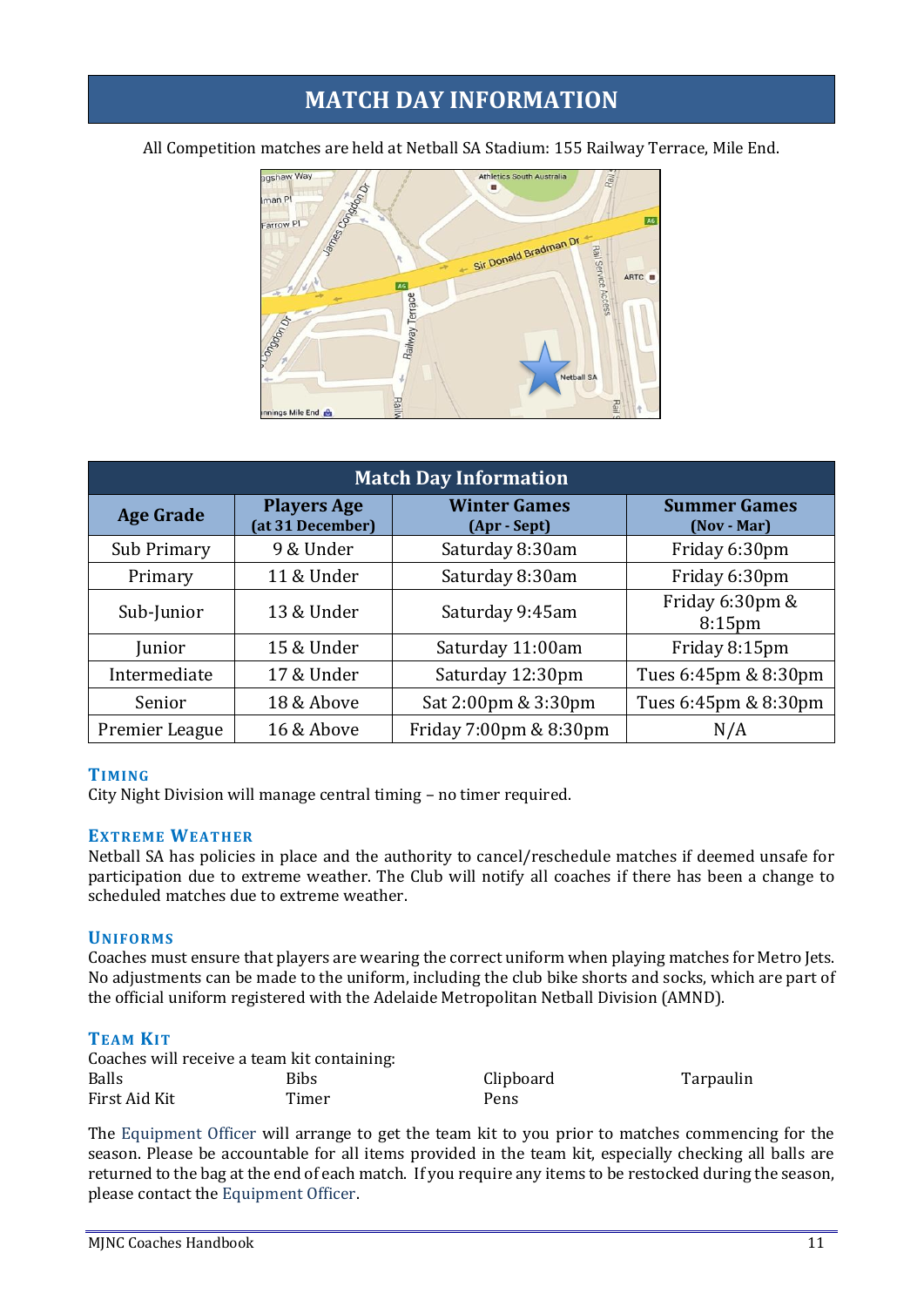# MATCH DAY INFORMATION

All Competition matches are held at Netball SA Stadium: 155 Railway Terrace, Mile End.

| Match Day Information | | | |
|---|---|---|---|
| **Age Grade** | **Players Age (at 31 December)** | **Winter Games (Apr - Sept)** | **Summer Games (Nov - Mar)** |
| Sub Primary | 9 & Under | Saturday 8:30am | Friday 6:30pm |
| Primary | 11 & Under | Saturday 8:30am | Friday 6:30pm |
| Sub-Junior | 13 & Under | Saturday 9:45am | Friday 6:30pm & 8:15pm |
| Junior | 15 & Under | Saturday 11:00am | Friday 8:15pm |
| Intermediate | 17 & Under | Saturday 12:30pm | Tues 6:45pm & 8:30pm |
| Senior | 18 & Above | Sat 2:00pm & 3:30pm | Tues 6:45pm & 8:30pm |
| Premier League | 16 & Above | Friday 7:00pm & 8:30pm | N/A |

### TIMING

City Night Division will manage central timing – no timer required.

### EXTREME WEATHER

Netball SA has policies in place and the authority to cancel/reschedule matches if deemed unsafe for participation due to extreme weather. The Club will notify all coaches if there has been a change to scheduled matches due to extreme weather.

### UNIFORMS

Coaches must ensure that players are wearing the correct uniform when playing matches for Metro Jets. No adjustments can be made to the uniform, including the club bike shorts and socks, which are part of the official uniform registered with the Adelaide Metropolitan Netball Division (AMND).

### TEAM KIT

Coaches will receive a team kit containing:

- Balls
- Bibs
- Clipboard
- Tarpaulin
- First Aid Kit
- Timer
- Pens

The Equipment Officer will arrange to get the team kit to you prior to matches commencing for the season. Please be accountable for all items provided in the team kit, especially checking all balls are returned to the bag at the end of each match. If you require any items to be restocked during the season, please contact the Equipment Officer.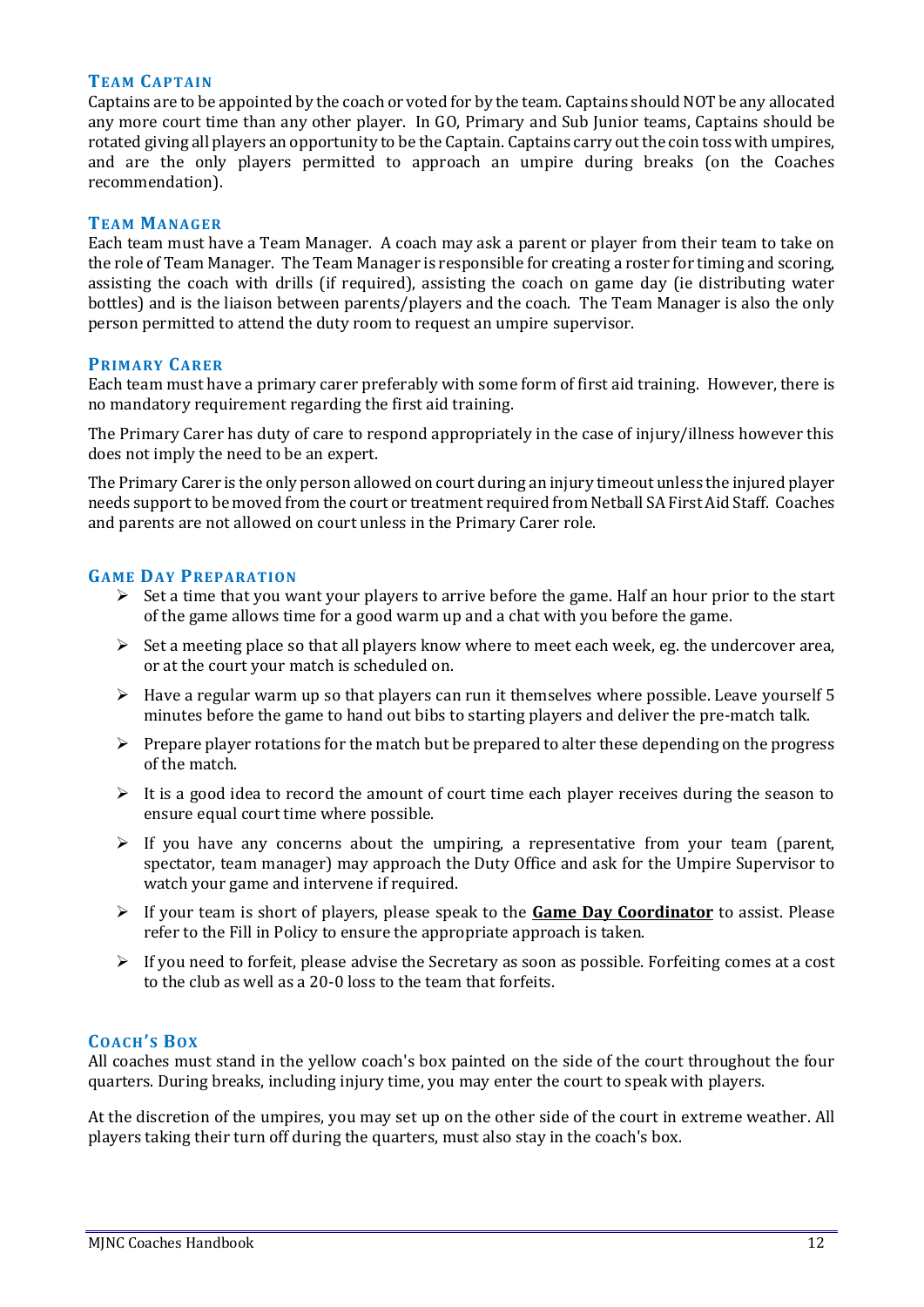### Team Captain

Captains are to be appointed by the coach or voted for by the team. Captains should NOT be any allocated any more court time than any other player. In GO, Primary and Sub Junior teams, Captains should be rotated giving all players an opportunity to be the Captain. Captains carry out the coin toss with umpires, and are the only players permitted to approach an umpire during breaks (on the Coaches recommendation).

### Team Manager

Each team must have a Team Manager. A coach may ask a parent or player from their team to take on the role of Team Manager. The Team Manager is responsible for creating a roster for timing and scoring, assisting the coach with drills (if required), assisting the coach on game day (ie distributing water bottles) and is the liaison between parents/players and the coach. The Team Manager is also the only person permitted to attend the duty room to request an umpire supervisor.

### Primary Carer

Each team must have a primary carer preferably with some form of first aid training. However, there is no mandatory requirement regarding the first aid training.

The Primary Carer has duty of care to respond appropriately in the case of injury/illness however this does not imply the need to be an expert.

The Primary Carer is the only person allowed on court during an injury timeout unless the injured player needs support to be moved from the court or treatment required from Netball SA First Aid Staff. Coaches and parents are not allowed on court unless in the Primary Carer role.

### Game Day Preparation

- Set a time that you want your players to arrive before the game. Half an hour prior to the start of the game allows time for a good warm up and a chat with you before the game.
- Set a meeting place so that all players know where to meet each week, eg. the undercover area, or at the court your match is scheduled on.
- Have a regular warm up so that players can run it themselves where possible. Leave yourself 5 minutes before the game to hand out bibs to starting players and deliver the pre-match talk.
- Prepare player rotations for the match but be prepared to alter these depending on the progress of the match.
- It is a good idea to record the amount of court time each player receives during the season to ensure equal court time where possible.
- If you have any concerns about the umpiring, a representative from your team (parent, spectator, team manager) may approach the Duty Office and ask for the Umpire Supervisor to watch your game and intervene if required.
- If your team is short of players, please speak to the **Game Day Coordinator** to assist. Please refer to the Fill in Policy to ensure the appropriate approach is taken.
- If you need to forfeit, please advise the Secretary as soon as possible. Forfeiting comes at a cost to the club as well as a 20-0 loss to the team that forfeits.

### Coach's Box

All coaches must stand in the yellow coach's box painted on the side of the court throughout the four quarters. During breaks, including injury time, you may enter the court to speak with players.

At the discretion of the umpires, you may set up on the other side of the court in extreme weather. All players taking their turn off during the quarters, must also stay in the coach's box.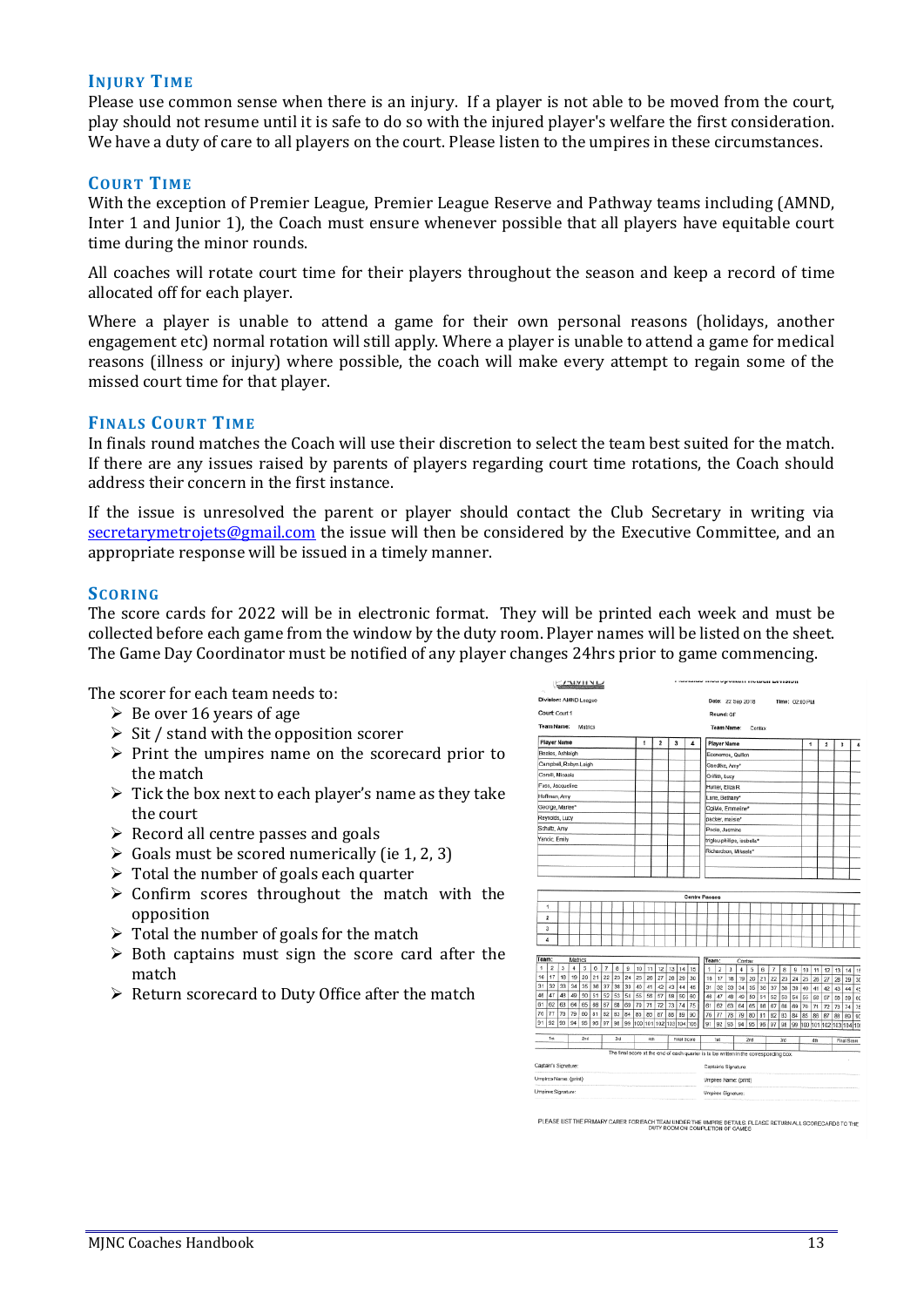## Injury Time

Please use common sense when there is an injury. If a player is not able to be moved from the court, play should not resume until it is safe to do so with the injured player's welfare the first consideration. We have a duty of care to all players on the court. Please listen to the umpires in these circumstances.

## Court Time

With the exception of Premier League, Premier League Reserve and Pathway teams including (AMND, Inter 1 and Junior 1), the Coach must ensure whenever possible that all players have equitable court time during the minor rounds.

All coaches will rotate court time for their players throughout the season and keep a record of time allocated off for each player.

Where a player is unable to attend a game for their own personal reasons (holidays, another engagement etc) normal rotation will still apply. Where a player is unable to attend a game for medical reasons (illness or injury) where possible, the coach will make every attempt to regain some of the missed court time for that player.

## Finals Court Time

In finals round matches the Coach will use their discretion to select the team best suited for the match. If there are any issues raised by parents of players regarding court time rotations, the Coach should address their concern in the first instance.

If the issue is unresolved the parent or player should contact the Club Secretary in writing via secretarymetrojets@gmail.com the issue will then be considered by the Executive Committee, and an appropriate response will be issued in a timely manner.

## Scoring

The score cards for 2022 will be in electronic format. They will be printed each week and must be collected before each game from the window by the duty room. Player names will be listed on the sheet. The Game Day Coordinator must be notified of any player changes 24hrs prior to game commencing.

The scorer for each team needs to:

- Be over 16 years of age
- Sit / stand with the opposition scorer
- Print the umpires name on the scorecard prior to the match
- Tick the box next to each player's name as they take the court
- Record all centre passes and goals
- Goals must be scored numerically (ie 1, 2, 3)
- Total the number of goals each quarter
- Confirm scores throughout the match with the opposition
- Total the number of goals for the match
- Both captains must sign the score card after the match
- Return scorecard to Duty Office after the match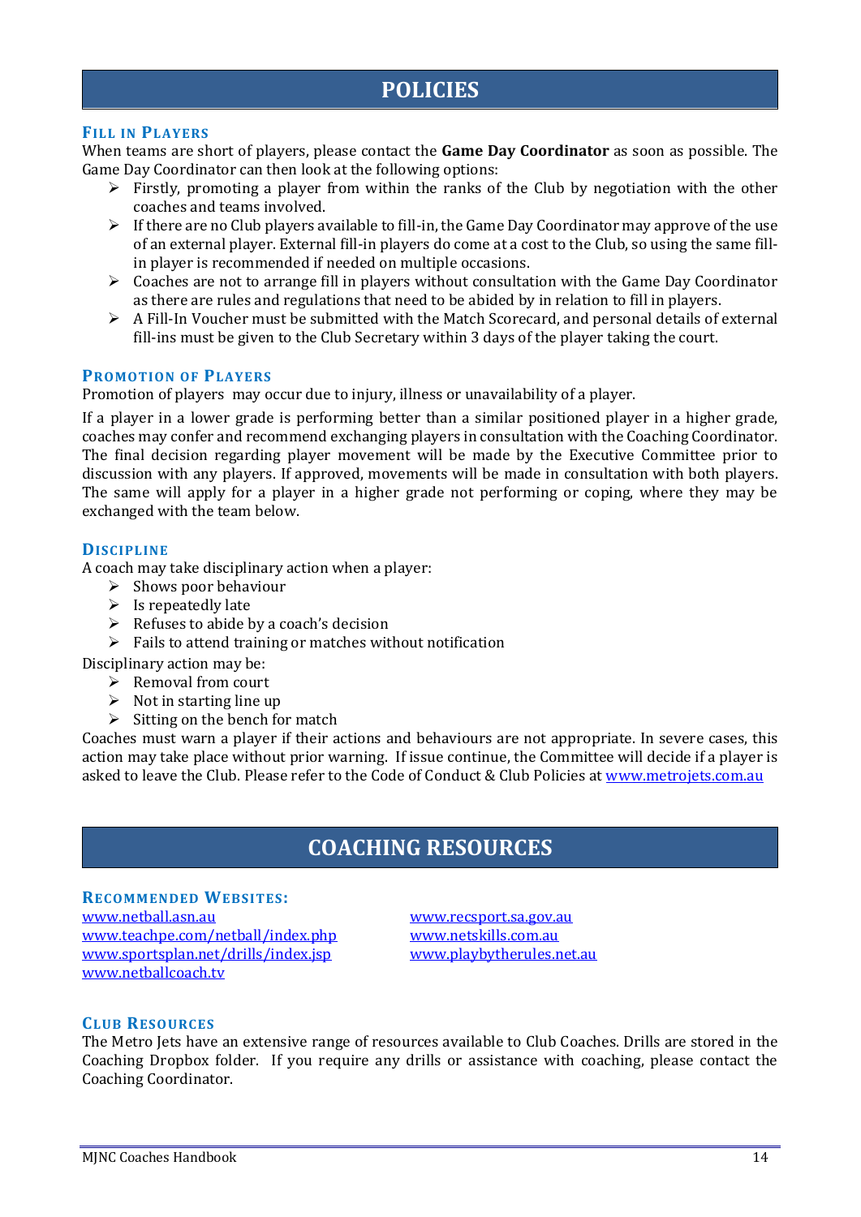# POLICIES

### Fill in Players

When teams are short of players, please contact the **Game Day Coordinator** as soon as possible. The Game Day Coordinator can then look at the following options:

- Firstly, promoting a player from within the ranks of the Club by negotiation with the other coaches and teams involved.
- If there are no Club players available to fill-in, the Game Day Coordinator may approve of the use of an external player. External fill-in players do come at a cost to the Club, so using the same fill-in player is recommended if needed on multiple occasions.
- Coaches are not to arrange fill in players without consultation with the Game Day Coordinator as there are rules and regulations that need to be abided by in relation to fill in players.
- A Fill-In Voucher must be submitted with the Match Scorecard, and personal details of external fill-ins must be given to the Club Secretary within 3 days of the player taking the court.

### Promotion of Players

Promotion of players may occur due to injury, illness or unavailability of a player.

If a player in a lower grade is performing better than a similar positioned player in a higher grade, coaches may confer and recommend exchanging players in consultation with the Coaching Coordinator. The final decision regarding player movement will be made by the Executive Committee prior to discussion with any players. If approved, movements will be made in consultation with both players. The same will apply for a player in a higher grade not performing or coping, where they may be exchanged with the team below.

### Discipline

A coach may take disciplinary action when a player:

- Shows poor behaviour
- Is repeatedly late
- Refuses to abide by a coach's decision
- Fails to attend training or matches without notification

Disciplinary action may be:

- Removal from court
- Not in starting line up
- Sitting on the bench for match

Coaches must warn a player if their actions and behaviours are not appropriate. In severe cases, this action may take place without prior warning. If issue continue, the Committee will decide if a player is asked to leave the Club. Please refer to the Code of Conduct & Club Policies at [www.metrojets.com.au](http://www.metrojets.com.au)

# COACHING RESOURCES

### Recommended Websites:

- [www.netball.asn.au](http://www.netball.asn.au)
- [www.teachpe.com/netball/index.php](http://www.teachpe.com/netball/index.php)
- [www.sportsplan.net/drills/index.jsp](http://www.sportsplan.net/drills/index.jsp)
- [www.netballcoach.tv](http://www.netballcoach.tv)
- [www.recsport.sa.gov.au](http://www.recsport.sa.gov.au)
- [www.netskills.com.au](http://www.netskills.com.au)
- [www.playbytherules.net.au](http://www.playbytherules.net.au)

### Club Resources

The Metro Jets have an extensive range of resources available to Club Coaches. Drills are stored in the Coaching Dropbox folder. If you require any drills or assistance with coaching, please contact the Coaching Coordinator.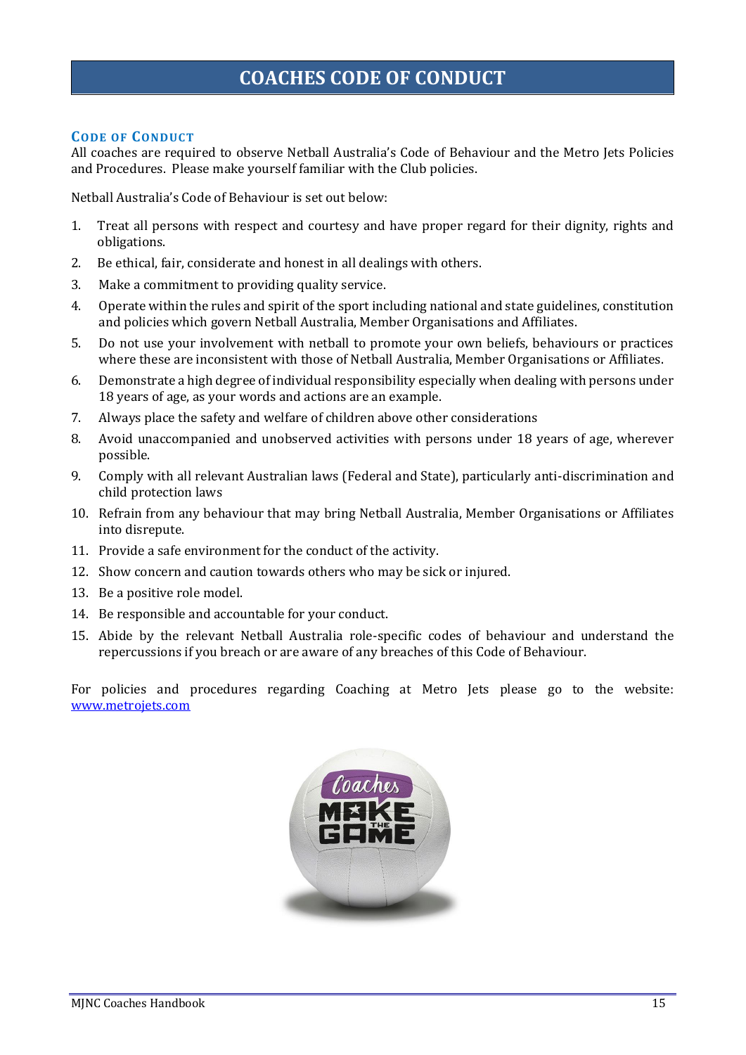# COACHES CODE OF CONDUCT

## Code of Conduct

All coaches are required to observe Netball Australia's Code of Behaviour and the Metro Jets Policies and Procedures. Please make yourself familiar with the Club policies.

Netball Australia's Code of Behaviour is set out below:

1. Treat all persons with respect and courtesy and have proper regard for their dignity, rights and obligations.
2. Be ethical, fair, considerate and honest in all dealings with others.
3. Make a commitment to providing quality service.
4. Operate within the rules and spirit of the sport including national and state guidelines, constitution and policies which govern Netball Australia, Member Organisations and Affiliates.
5. Do not use your involvement with netball to promote your own beliefs, behaviours or practices where these are inconsistent with those of Netball Australia, Member Organisations or Affiliates.
6. Demonstrate a high degree of individual responsibility especially when dealing with persons under 18 years of age, as your words and actions are an example.
7. Always place the safety and welfare of children above other considerations
8. Avoid unaccompanied and unobserved activities with persons under 18 years of age, wherever possible.
9. Comply with all relevant Australian laws (Federal and State), particularly anti-discrimination and child protection laws
10. Refrain from any behaviour that may bring Netball Australia, Member Organisations or Affiliates into disrepute.
11. Provide a safe environment for the conduct of the activity.
12. Show concern and caution towards others who may be sick or injured.
13. Be a positive role model.
14. Be responsible and accountable for your conduct.
15. Abide by the relevant Netball Australia role-specific codes of behaviour and understand the repercussions if you breach or are aware of any breaches of this Code of Behaviour.

For policies and procedures regarding Coaching at Metro Jets please go to the website: [www.metrojets.com](http://www.metrojets.com)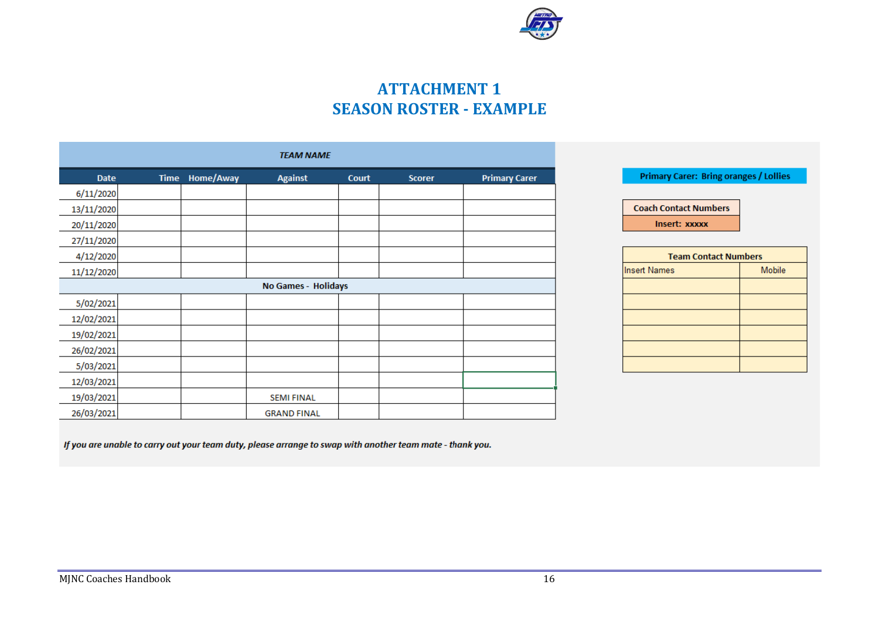# ATTACHMENT 1
# SEASON ROSTER - EXAMPLE

***TEAM NAME***

| Date | Time | Home/Away | Against | Court | Scorer | Primary Carer |
|---|---|---|---|---|---|---|
| 6/11/2020 | | | | | | |
| 13/11/2020 | | | | | | |
| 20/11/2020 | | | | | | |
| 27/11/2020 | | | | | | |
| 4/12/2020 | | | | | | |
| 11/12/2020 | | | | | | |
| **No Games - Holidays** | | | | | | |
| 5/02/2021 | | | | | | |
| 12/02/2021 | | | | | | |
| 19/02/2021 | | | | | | |
| 26/02/2021 | | | | | | |
| 5/03/2021 | | | | | | |
| 12/03/2021 | | | | | | |
| 19/03/2021 | | | SEMI FINAL | | | |
| 26/03/2021 | | | GRAND FINAL | | | |

**Primary Carer: Bring oranges / Lollies**

| Coach Contact Numbers |
|---|
| **Insert: xxxxx** |

| Team Contact Numbers | |
|---|---|
| Insert Names | Mobile |
| | |
| | |
| | |
| | |
| | |
| | |

***If you are unable to carry out your team duty, please arrange to swap with another team mate - thank you.***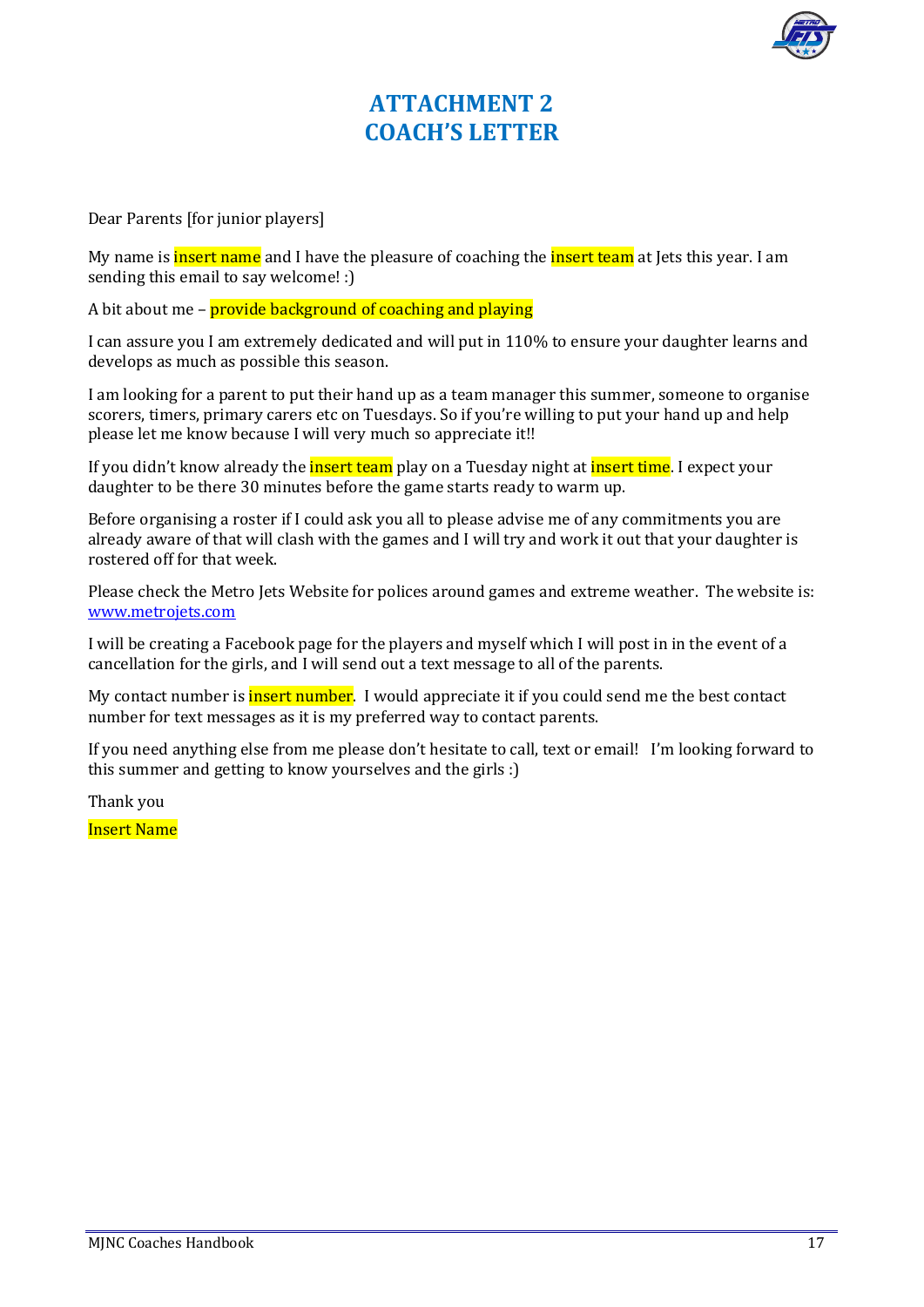# ATTACHMENT 2
# COACH'S LETTER

Dear Parents [for junior players]

My name is insert name and I have the pleasure of coaching the insert team at Jets this year. I am sending this email to say welcome! :)

A bit about me – provide background of coaching and playing

I can assure you I am extremely dedicated and will put in 110% to ensure your daughter learns and develops as much as possible this season.

I am looking for a parent to put their hand up as a team manager this summer, someone to organise scorers, timers, primary carers etc on Tuesdays. So if you're willing to put your hand up and help please let me know because I will very much so appreciate it!!

If you didn't know already the insert team play on a Tuesday night at insert time. I expect your daughter to be there 30 minutes before the game starts ready to warm up.

Before organising a roster if I could ask you all to please advise me of any commitments you are already aware of that will clash with the games and I will try and work it out that your daughter is rostered off for that week.

Please check the Metro Jets Website for polices around games and extreme weather. The website is: [www.metrojets.com](http://www.metrojets.com)

I will be creating a Facebook page for the players and myself which I will post in in the event of a cancellation for the girls, and I will send out a text message to all of the parents.

My contact number is insert number. I would appreciate it if you could send me the best contact number for text messages as it is my preferred way to contact parents.

If you need anything else from me please don't hesitate to call, text or email! I'm looking forward to this summer and getting to know yourselves and the girls :)

Thank you

Insert Name